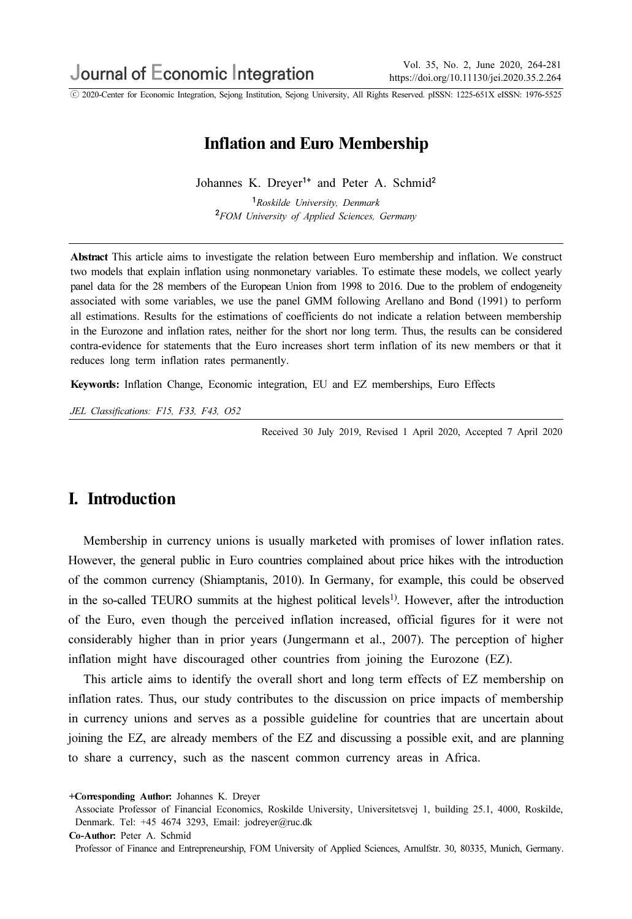# Inflation and Euro Membership

Johannes K. Dreyer[1+] and Peter A. Schmid[2]

[1]*Roskilde University, Denmark*
[2]*FOM University of Applied Sciences, Germany*

**Abstract** This article aims to investigate the relation between Euro membership and inflation. We construct two models that explain inflation using nonmonetary variables. To estimate these models, we collect yearly panel data for the 28 members of the European Union from 1998 to 2016. Due to the problem of endogeneity associated with some variables, we use the panel GMM following Arellano and Bond (1991) to perform all estimations. Results for the estimations of coefficients do not indicate a relation between membership in the Eurozone and inflation rates, neither for the short nor long term. Thus, the results can be considered contra-evidence for statements that the Euro increases short term inflation of its new members or that it reduces long term inflation rates permanently.

**Keywords:** Inflation Change, Economic integration, EU and EZ memberships, Euro Effects

*JEL Classifications: F15, F33, F43, O52*

Received 30 July 2019, Revised 1 April 2020, Accepted 7 April 2020

## I. Introduction

Membership in currency unions is usually marketed with promises of lower inflation rates. However, the general public in Euro countries complained about price hikes with the introduction of the common currency (Shiamptanis, 2010). In Germany, for example, this could be observed in the so-called TEURO summits at the highest political levels[1]. However, after the introduction of the Euro, even though the perceived inflation increased, official figures for it were not considerably higher than in prior years (Jungermann et al., 2007). The perception of higher inflation might have discouraged other countries from joining the Eurozone (EZ).

This article aims to identify the overall short and long term effects of EZ membership on inflation rates. Thus, our study contributes to the discussion on price impacts of membership in currency unions and serves as a possible guideline for countries that are uncertain about joining the EZ, are already members of the EZ and discussing a possible exit, and are planning to share a currency, such as the nascent common currency areas in Africa.

**+Corresponding Author:** Johannes K. Dreyer
Associate Professor of Financial Economics, Roskilde University, Universitetsvej 1, building 25.1, 4000, Roskilde, Denmark. Tel: +45 4674 3293, Email: jodreyer@ruc.dk

**Co-Author:** Peter A. Schmid
Professor of Finance and Entrepreneurship, FOM University of Applied Sciences, Arnulfstr. 30, 80335, Munich, Germany.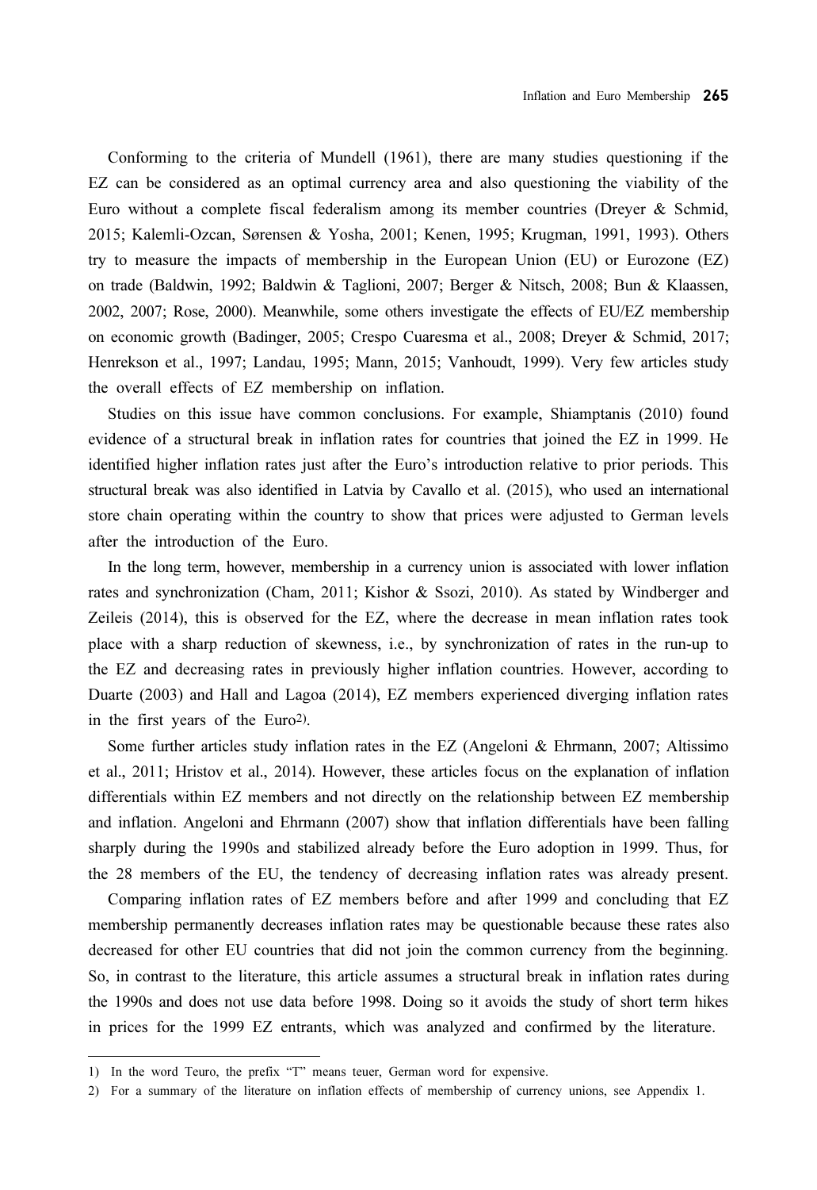Conforming to the criteria of Mundell (1961), there are many studies questioning if the EZ can be considered as an optimal currency area and also questioning the viability of the Euro without a complete fiscal federalism among its member countries (Dreyer & Schmid, 2015; Kalemli-Ozcan, Sørensen & Yosha, 2001; Kenen, 1995; Krugman, 1991, 1993). Others try to measure the impacts of membership in the European Union (EU) or Eurozone (EZ) on trade (Baldwin, 1992; Baldwin & Taglioni, 2007; Berger & Nitsch, 2008; Bun & Klaassen, 2002, 2007; Rose, 2000). Meanwhile, some others investigate the effects of EU/EZ membership on economic growth (Badinger, 2005; Crespo Cuaresma et al., 2008; Dreyer & Schmid, 2017; Henrekson et al., 1997; Landau, 1995; Mann, 2015; Vanhoudt, 1999). Very few articles study the overall effects of EZ membership on inflation.

Studies on this issue have common conclusions. For example, Shiamptanis (2010) found evidence of a structural break in inflation rates for countries that joined the EZ in 1999. He identified higher inflation rates just after the Euro's introduction relative to prior periods. This structural break was also identified in Latvia by Cavallo et al. (2015), who used an international store chain operating within the country to show that prices were adjusted to German levels after the introduction of the Euro.

In the long term, however, membership in a currency union is associated with lower inflation rates and synchronization (Cham, 2011; Kishor & Ssozi, 2010). As stated by Windberger and Zeileis (2014), this is observed for the EZ, where the decrease in mean inflation rates took place with a sharp reduction of skewness, i.e., by synchronization of rates in the run-up to the EZ and decreasing rates in previously higher inflation countries. However, according to Duarte (2003) and Hall and Lagoa (2014), EZ members experienced diverging inflation rates in the first years of the Euro[2].

Some further articles study inflation rates in the EZ (Angeloni & Ehrmann, 2007; Altissimo et al., 2011; Hristov et al., 2014). However, these articles focus on the explanation of inflation differentials within EZ members and not directly on the relationship between EZ membership and inflation. Angeloni and Ehrmann (2007) show that inflation differentials have been falling sharply during the 1990s and stabilized already before the Euro adoption in 1999. Thus, for the 28 members of the EU, the tendency of decreasing inflation rates was already present.

Comparing inflation rates of EZ members before and after 1999 and concluding that EZ membership permanently decreases inflation rates may be questionable because these rates also decreased for other EU countries that did not join the common currency from the beginning. So, in contrast to the literature, this article assumes a structural break in inflation rates during the 1990s and does not use data before 1998. Doing so it avoids the study of short term hikes in prices for the 1999 EZ entrants, which was analyzed and confirmed by the literature.

---

1) In the word Teuro, the prefix "T" means teuer, German word for expensive.

2) For a summary of the literature on inflation effects of membership of currency unions, see Appendix 1.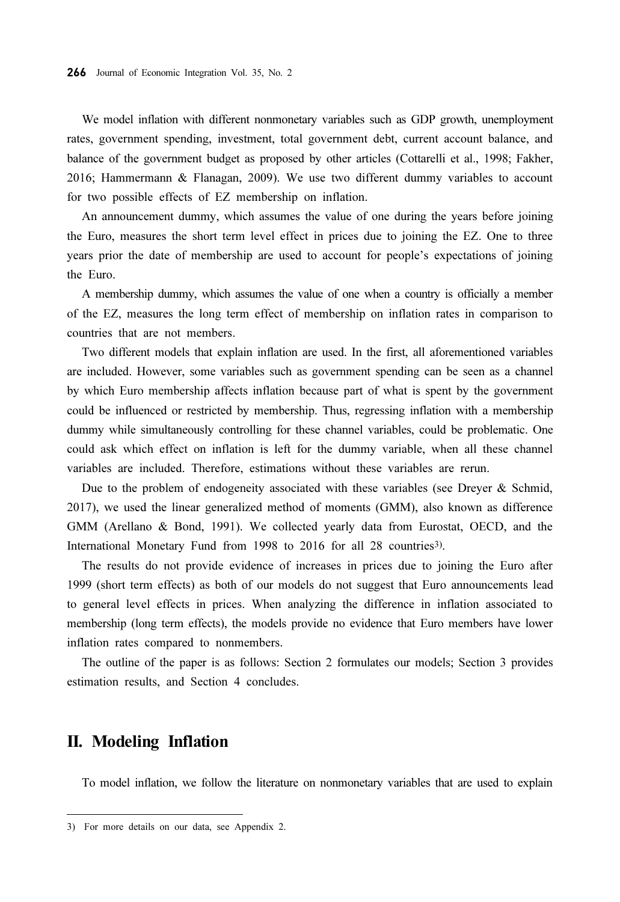We model inflation with different nonmonetary variables such as GDP growth, unemployment rates, government spending, investment, total government debt, current account balance, and balance of the government budget as proposed by other articles (Cottarelli et al., 1998; Fakher, 2016; Hammermann & Flanagan, 2009). We use two different dummy variables to account for two possible effects of EZ membership on inflation.

An announcement dummy, which assumes the value of one during the years before joining the Euro, measures the short term level effect in prices due to joining the EZ. One to three years prior the date of membership are used to account for people's expectations of joining the Euro.

A membership dummy, which assumes the value of one when a country is officially a member of the EZ, measures the long term effect of membership on inflation rates in comparison to countries that are not members.

Two different models that explain inflation are used. In the first, all aforementioned variables are included. However, some variables such as government spending can be seen as a channel by which Euro membership affects inflation because part of what is spent by the government could be influenced or restricted by membership. Thus, regressing inflation with a membership dummy while simultaneously controlling for these channel variables, could be problematic. One could ask which effect on inflation is left for the dummy variable, when all these channel variables are included. Therefore, estimations without these variables are rerun.

Due to the problem of endogeneity associated with these variables (see Dreyer & Schmid, 2017), we used the linear generalized method of moments (GMM), also known as difference GMM (Arellano & Bond, 1991). We collected yearly data from Eurostat, OECD, and the International Monetary Fund from 1998 to 2016 for all 28 countries[3].

The results do not provide evidence of increases in prices due to joining the Euro after 1999 (short term effects) as both of our models do not suggest that Euro announcements lead to general level effects in prices. When analyzing the difference in inflation associated to membership (long term effects), the models provide no evidence that Euro members have lower inflation rates compared to nonmembers.

The outline of the paper is as follows: Section 2 formulates our models; Section 3 provides estimation results, and Section 4 concludes.

## II. Modeling Inflation

To model inflation, we follow the literature on nonmonetary variables that are used to explain

3) For more details on our data, see Appendix 2.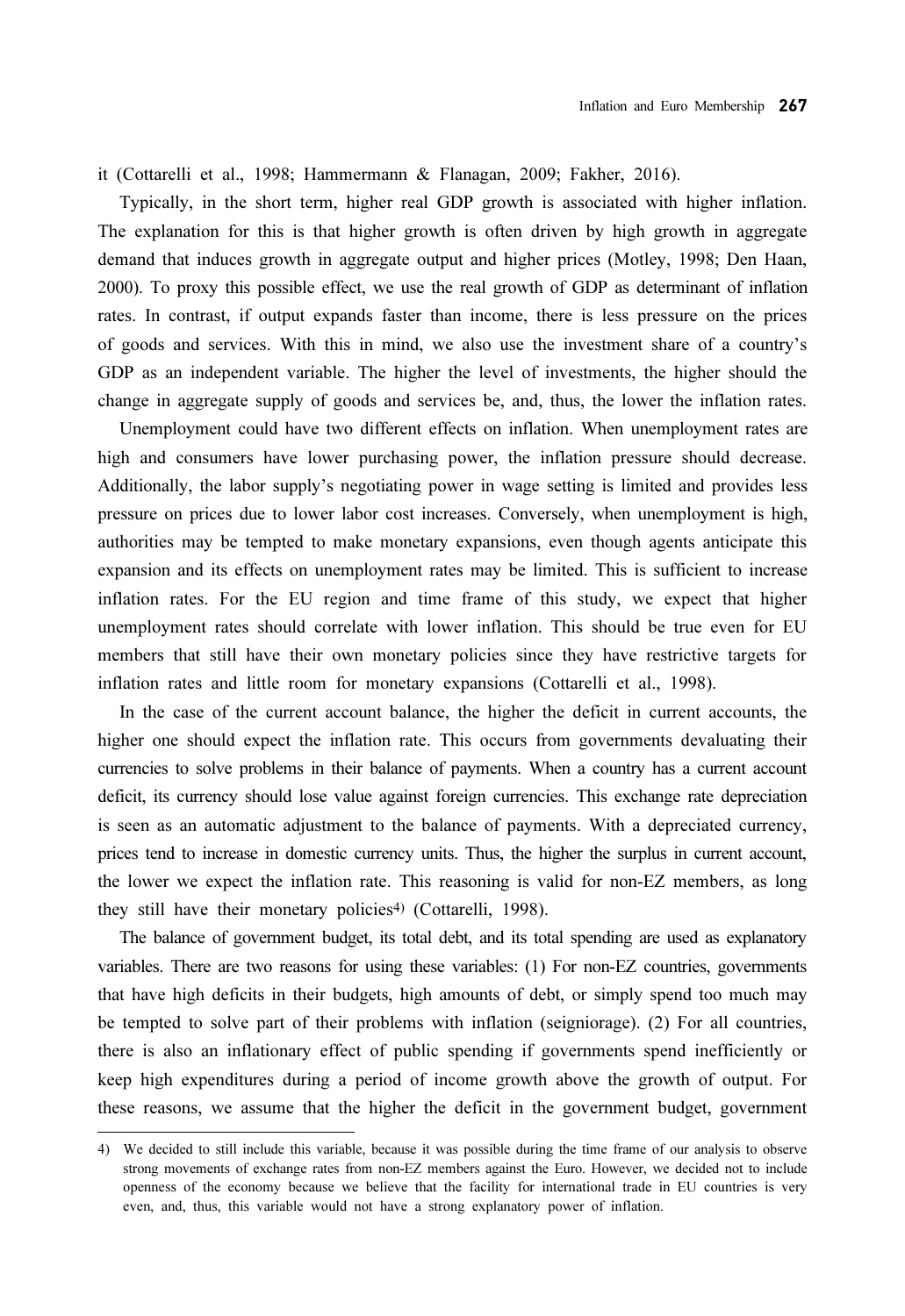it (Cottarelli et al., 1998; Hammermann & Flanagan, 2009; Fakher, 2016).

Typically, in the short term, higher real GDP growth is associated with higher inflation. The explanation for this is that higher growth is often driven by high growth in aggregate demand that induces growth in aggregate output and higher prices (Motley, 1998; Den Haan, 2000). To proxy this possible effect, we use the real growth of GDP as determinant of inflation rates. In contrast, if output expands faster than income, there is less pressure on the prices of goods and services. With this in mind, we also use the investment share of a country's GDP as an independent variable. The higher the level of investments, the higher should the change in aggregate supply of goods and services be, and, thus, the lower the inflation rates.

Unemployment could have two different effects on inflation. When unemployment rates are high and consumers have lower purchasing power, the inflation pressure should decrease. Additionally, the labor supply's negotiating power in wage setting is limited and provides less pressure on prices due to lower labor cost increases. Conversely, when unemployment is high, authorities may be tempted to make monetary expansions, even though agents anticipate this expansion and its effects on unemployment rates may be limited. This is sufficient to increase inflation rates. For the EU region and time frame of this study, we expect that higher unemployment rates should correlate with lower inflation. This should be true even for EU members that still have their own monetary policies since they have restrictive targets for inflation rates and little room for monetary expansions (Cottarelli et al., 1998).

In the case of the current account balance, the higher the deficit in current accounts, the higher one should expect the inflation rate. This occurs from governments devaluating their currencies to solve problems in their balance of payments. When a country has a current account deficit, its currency should lose value against foreign currencies. This exchange rate depreciation is seen as an automatic adjustment to the balance of payments. With a depreciated currency, prices tend to increase in domestic currency units. Thus, the higher the surplus in current account, the lower we expect the inflation rate. This reasoning is valid for non-EZ members, as long they still have their monetary policies[4] (Cottarelli, 1998).

The balance of government budget, its total debt, and its total spending are used as explanatory variables. There are two reasons for using these variables: (1) For non-EZ countries, governments that have high deficits in their budgets, high amounts of debt, or simply spend too much may be tempted to solve part of their problems with inflation (seigniorage). (2) For all countries, there is also an inflationary effect of public spending if governments spend inefficiently or keep high expenditures during a period of income growth above the growth of output. For these reasons, we assume that the higher the deficit in the government budget, government

4) We decided to still include this variable, because it was possible during the time frame of our analysis to observe strong movements of exchange rates from non-EZ members against the Euro. However, we decided not to include openness of the economy because we believe that the facility for international trade in EU countries is very even, and, thus, this variable would not have a strong explanatory power of inflation.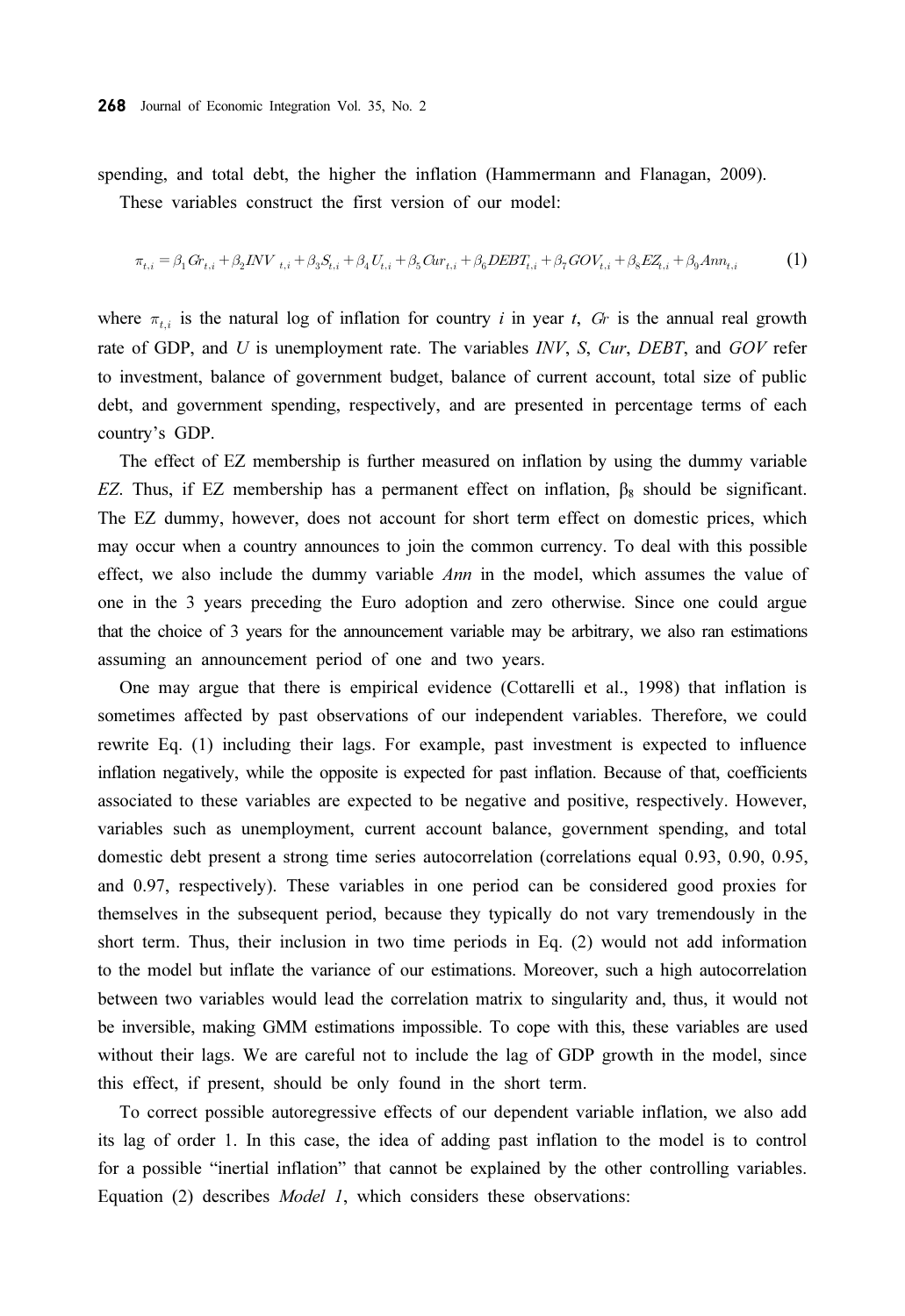spending, and total debt, the higher the inflation (Hammermann and Flanagan, 2009).

These variables construct the first version of our model:

$$\pi_{t,i} = \beta_1 Gr_{t,i} + \beta_2 INV_{t,i} + \beta_3 S_{t,i} + \beta_4 U_{t,i} + \beta_5 Cur_{t,i} + \beta_6 DEBT_{t,i} + \beta_7 GOV_{t,i} + \beta_8 EZ_{t,i} + \beta_9 Ann_{t,i} \tag{1}$$

where $\pi_{t,i}$ is the natural log of inflation for country *i* in year *t*, *Gr* is the annual real growth rate of GDP, and *U* is unemployment rate. The variables *INV*, *S*, *Cur*, *DEBT*, and *GOV* refer to investment, balance of government budget, balance of current account, total size of public debt, and government spending, respectively, and are presented in percentage terms of each country's GDP.

The effect of EZ membership is further measured on inflation by using the dummy variable *EZ*. Thus, if EZ membership has a permanent effect on inflation, $\beta_8$ should be significant. The EZ dummy, however, does not account for short term effect on domestic prices, which may occur when a country announces to join the common currency. To deal with this possible effect, we also include the dummy variable *Ann* in the model, which assumes the value of one in the 3 years preceding the Euro adoption and zero otherwise. Since one could argue that the choice of 3 years for the announcement variable may be arbitrary, we also ran estimations assuming an announcement period of one and two years.

One may argue that there is empirical evidence (Cottarelli et al., 1998) that inflation is sometimes affected by past observations of our independent variables. Therefore, we could rewrite Eq. (1) including their lags. For example, past investment is expected to influence inflation negatively, while the opposite is expected for past inflation. Because of that, coefficients associated to these variables are expected to be negative and positive, respectively. However, variables such as unemployment, current account balance, government spending, and total domestic debt present a strong time series autocorrelation (correlations equal 0.93, 0.90, 0.95, and 0.97, respectively). These variables in one period can be considered good proxies for themselves in the subsequent period, because they typically do not vary tremendously in the short term. Thus, their inclusion in two time periods in Eq. (2) would not add information to the model but inflate the variance of our estimations. Moreover, such a high autocorrelation between two variables would lead the correlation matrix to singularity and, thus, it would not be inversible, making GMM estimations impossible. To cope with this, these variables are used without their lags. We are careful not to include the lag of GDP growth in the model, since this effect, if present, should be only found in the short term.

To correct possible autoregressive effects of our dependent variable inflation, we also add its lag of order 1. In this case, the idea of adding past inflation to the model is to control for a possible "inertial inflation" that cannot be explained by the other controlling variables. Equation (2) describes *Model 1*, which considers these observations: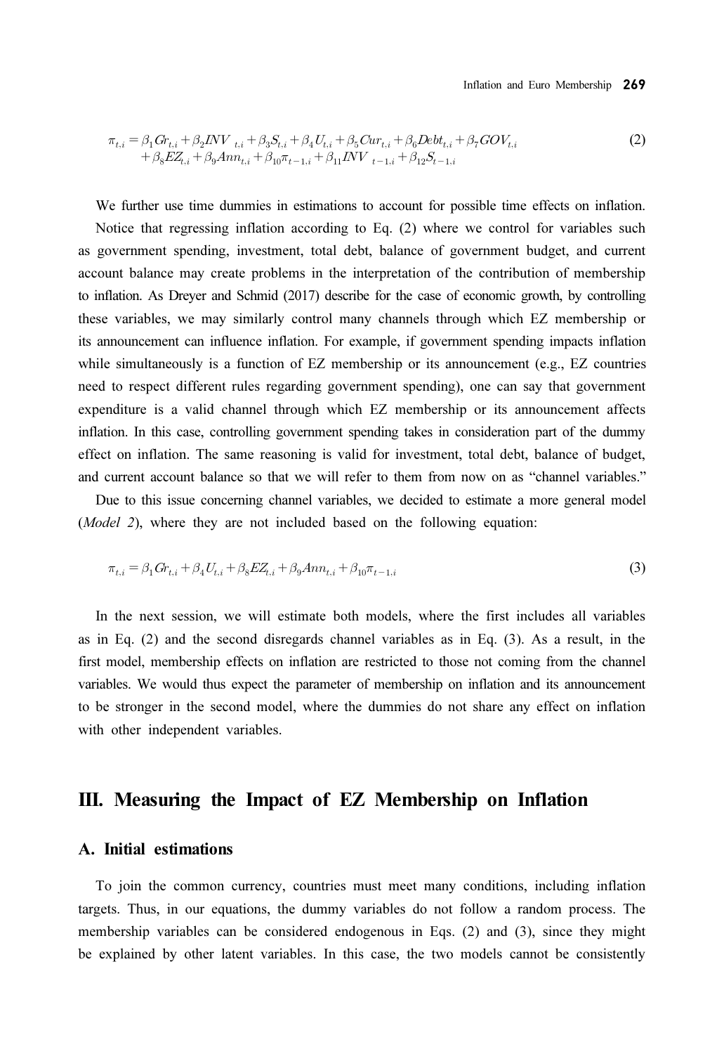$$\pi_{t,i} = \beta_1 Gr_{t,i} + \beta_2 INV_{t,i} + \beta_3 S_{t,i} + \beta_4 U_{t,i} + \beta_5 Cur_{t,i} + \beta_6 Debt_{t,i} + \beta_7 GOV_{t,i} + \beta_8 EZ_{t,i} + \beta_9 Ann_{t,i} + \beta_{10} \pi_{t-1,i} + \beta_{11} INV_{t-1,i} + \beta_{12} S_{t-1,i} \tag{2}$$

We further use time dummies in estimations to account for possible time effects on inflation.

Notice that regressing inflation according to Eq. (2) where we control for variables such as government spending, investment, total debt, balance of government budget, and current account balance may create problems in the interpretation of the contribution of membership to inflation. As Dreyer and Schmid (2017) describe for the case of economic growth, by controlling these variables, we may similarly control many channels through which EZ membership or its announcement can influence inflation. For example, if government spending impacts inflation while simultaneously is a function of EZ membership or its announcement (e.g., EZ countries need to respect different rules regarding government spending), one can say that government expenditure is a valid channel through which EZ membership or its announcement affects inflation. In this case, controlling government spending takes in consideration part of the dummy effect on inflation. The same reasoning is valid for investment, total debt, balance of budget, and current account balance so that we will refer to them from now on as "channel variables."

Due to this issue concerning channel variables, we decided to estimate a more general model (*Model 2*), where they are not included based on the following equation:

$$\pi_{t,i} = \beta_1 Gr_{t,i} + \beta_4 U_{t,i} + \beta_8 EZ_{t,i} + \beta_9 Ann_{t,i} + \beta_{10} \pi_{t-1,i} \tag{3}$$

In the next session, we will estimate both models, where the first includes all variables as in Eq. (2) and the second disregards channel variables as in Eq. (3). As a result, in the first model, membership effects on inflation are restricted to those not coming from the channel variables. We would thus expect the parameter of membership on inflation and its announcement to be stronger in the second model, where the dummies do not share any effect on inflation with other independent variables.

## III. Measuring the Impact of EZ Membership on Inflation

### A. Initial estimations

To join the common currency, countries must meet many conditions, including inflation targets. Thus, in our equations, the dummy variables do not follow a random process. The membership variables can be considered endogenous in Eqs. (2) and (3), since they might be explained by other latent variables. In this case, the two models cannot be consistently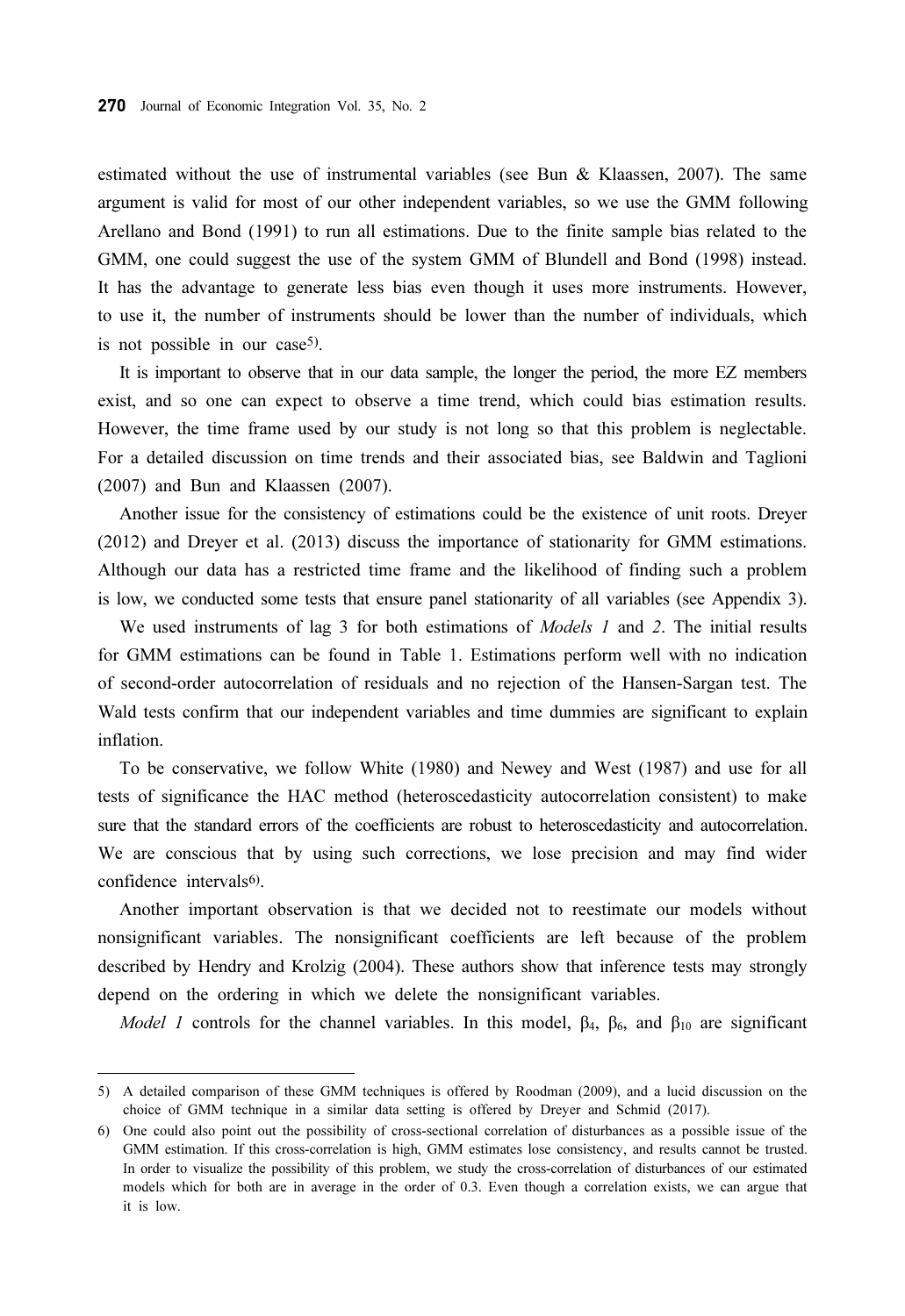estimated without the use of instrumental variables (see Bun & Klaassen, 2007). The same argument is valid for most of our other independent variables, so we use the GMM following Arellano and Bond (1991) to run all estimations. Due to the finite sample bias related to the GMM, one could suggest the use of the system GMM of Blundell and Bond (1998) instead. It has the advantage to generate less bias even though it uses more instruments. However, to use it, the number of instruments should be lower than the number of individuals, which is not possible in our case[5].

It is important to observe that in our data sample, the longer the period, the more EZ members exist, and so one can expect to observe a time trend, which could bias estimation results. However, the time frame used by our study is not long so that this problem is neglectable. For a detailed discussion on time trends and their associated bias, see Baldwin and Taglioni (2007) and Bun and Klaassen (2007).

Another issue for the consistency of estimations could be the existence of unit roots. Dreyer (2012) and Dreyer et al. (2013) discuss the importance of stationarity for GMM estimations. Although our data has a restricted time frame and the likelihood of finding such a problem is low, we conducted some tests that ensure panel stationarity of all variables (see Appendix 3).

We used instruments of lag 3 for both estimations of *Models 1* and *2*. The initial results for GMM estimations can be found in Table 1. Estimations perform well with no indication of second-order autocorrelation of residuals and no rejection of the Hansen-Sargan test. The Wald tests confirm that our independent variables and time dummies are significant to explain inflation.

To be conservative, we follow White (1980) and Newey and West (1987) and use for all tests of significance the HAC method (heteroscedasticity autocorrelation consistent) to make sure that the standard errors of the coefficients are robust to heteroscedasticity and autocorrelation. We are conscious that by using such corrections, we lose precision and may find wider confidence intervals[6].

Another important observation is that we decided not to reestimate our models without nonsignificant variables. The nonsignificant coefficients are left because of the problem described by Hendry and Krolzig (2004). These authors show that inference tests may strongly depend on the ordering in which we delete the nonsignificant variables.

*Model 1* controls for the channel variables. In this model, $\beta_4$, $\beta_6$, and $\beta_{10}$ are significant

---

5) A detailed comparison of these GMM techniques is offered by Roodman (2009), and a lucid discussion on the choice of GMM technique in a similar data setting is offered by Dreyer and Schmid (2017).

6) One could also point out the possibility of cross-sectional correlation of disturbances as a possible issue of the GMM estimation. If this cross-correlation is high, GMM estimates lose consistency, and results cannot be trusted. In order to visualize the possibility of this problem, we study the cross-correlation of disturbances of our estimated models which for both are in average in the order of 0.3. Even though a correlation exists, we can argue that it is low.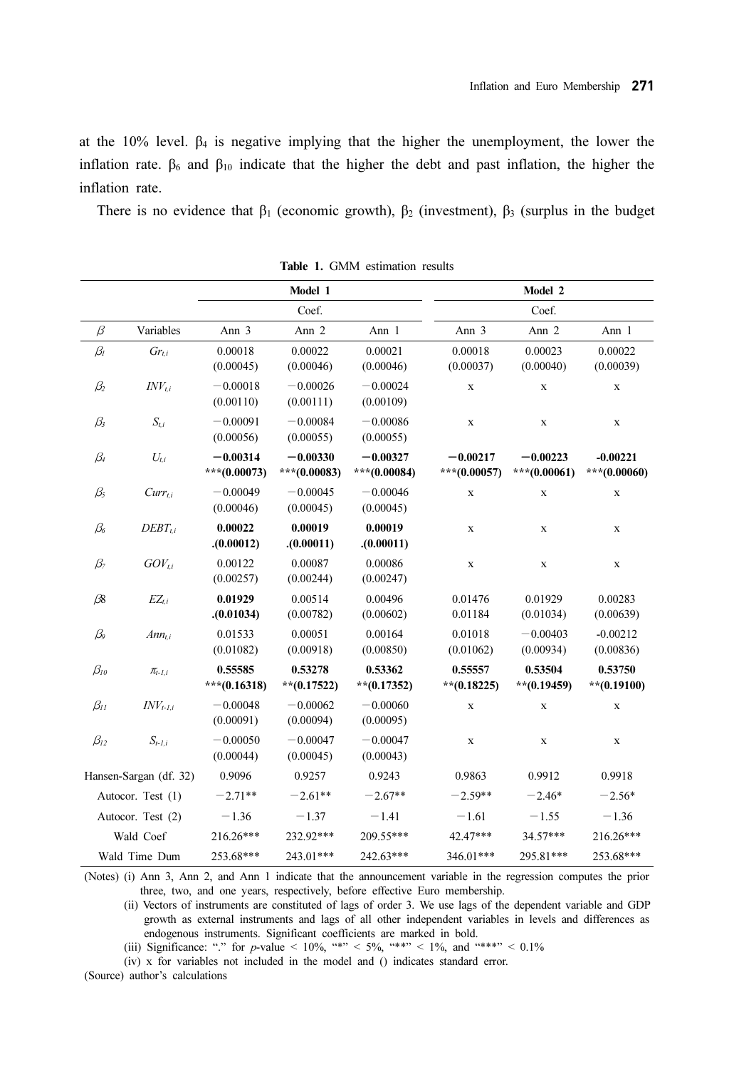at the 10% level. $\beta_4$ is negative implying that the higher the unemployment, the lower the inflation rate. $\beta_6$ and $\beta_{10}$ indicate that the higher the debt and past inflation, the higher the inflation rate.

There is no evidence that $\beta_1$ (economic growth), $\beta_2$ (investment), $\beta_3$ (surplus in the budget

**Table 1.** GMM estimation results

| | | Model 1 | | | Model 2 | | |
|---|---|---|---|---|---|---|---|
| | | Coef. | | | Coef. | | |
| $\beta$ | Variables | Ann 3 | Ann 2 | Ann 1 | Ann 3 | Ann 2 | Ann 1 |
| $\beta_1$ | $Gr_{t,i}$ | 0.00018 (0.00045) | 0.00022 (0.00046) | 0.00021 (0.00046) | 0.00018 (0.00037) | 0.00023 (0.00040) | 0.00022 (0.00039) |
| $\beta_2$ | $INV_{t,i}$ | −0.00018 (0.00110) | −0.00026 (0.00111) | −0.00024 (0.00109) | x | x | x |
| $\beta_3$ | $S_{t,i}$ | −0.00091 (0.00056) | −0.00084 (0.00055) | −0.00086 (0.00055) | x | x | x |
| $\beta_4$ | $U_{t,i}$ | **−0.00314 ***(0.00073)** | **−0.00330 ***(0.00083)** | **−0.00327 ***(0.00084)** | **−0.00217 ***(0.00057)** | **−0.00223 ***(0.00061)** | **-0.00221 ***(0.00060)** |
| $\beta_5$ | $Curr_{t,i}$ | −0.00049 (0.00046) | −0.00045 (0.00045) | −0.00046 (0.00045) | x | x | x |
| $\beta_6$ | $DEBT_{t,i}$ | **0.00022 .(0.00012)** | **0.00019 .(0.00011)** | **0.00019 .(0.00011)** | x | x | x |
| $\beta_7$ | $GOV_{t,i}$ | 0.00122 (0.00257) | 0.00087 (0.00244) | 0.00086 (0.00247) | x | x | x |
| $\beta_8$ | $EZ_{t,i}$ | **0.01929 .(0.01034)** | 0.00514 (0.00782) | 0.00496 (0.00602) | 0.01476 0.01184 | 0.01929 (0.01034) | 0.00283 (0.00639) |
| $\beta_9$ | $Ann_{t,i}$ | 0.01533 (0.01082) | 0.00051 (0.00918) | 0.00164 (0.00850) | 0.01018 (0.01062) | −0.00403 (0.00934) | -0.00212 (0.00836) |
| $\beta_{10}$ | $\pi_{t-1,i}$ | **0.55585 ***(0.16318)** | **0.53278 **(0.17522)** | **0.53362 **(0.17352)** | **0.55557 **(0.18225)** | **0.53504 **(0.19459)** | **0.53750 **(0.19100)** |
| $\beta_{11}$ | $INV_{t-1,i}$ | −0.00048 (0.00091) | −0.00062 (0.00094) | −0.00060 (0.00095) | x | x | x |
| $\beta_{12}$ | $S_{t-1,i}$ | −0.00050 (0.00044) | −0.00047 (0.00045) | −0.00047 (0.00043) | x | x | x |
| Hansen-Sargan (df. 32) | | 0.9096 | 0.9257 | 0.9243 | 0.9863 | 0.9912 | 0.9918 |
| Autocor. Test (1) | | −2.71** | −2.61** | −2.67** | −2.59** | −2.46* | −2.56* |
| Autocor. Test (2) | | −1.36 | −1.37 | −1.41 | −1.61 | −1.55 | −1.36 |
| Wald Coef | | 216.26*** | 232.92*** | 209.55*** | 42.47*** | 34.57*** | 216.26*** |
| Wald Time Dum | | 253.68*** | 243.01*** | 242.63*** | 346.01*** | 295.81*** | 253.68*** |

(Notes) (i) Ann 3, Ann 2, and Ann 1 indicate that the announcement variable in the regression computes the prior three, two, and one years, respectively, before effective Euro membership.

(ii) Vectors of instruments are constituted of lags of order 3. We use lags of the dependent variable and GDP growth as external instruments and lags of all other independent variables in levels and differences as endogenous instruments. Significant coefficients are marked in bold.

(iii) Significance: "." for $p$-value < 10%, "*" < 5%, "**" < 1%, and "***" < 0.1%

(iv) x for variables not included in the model and () indicates standard error.

(Source) author's calculations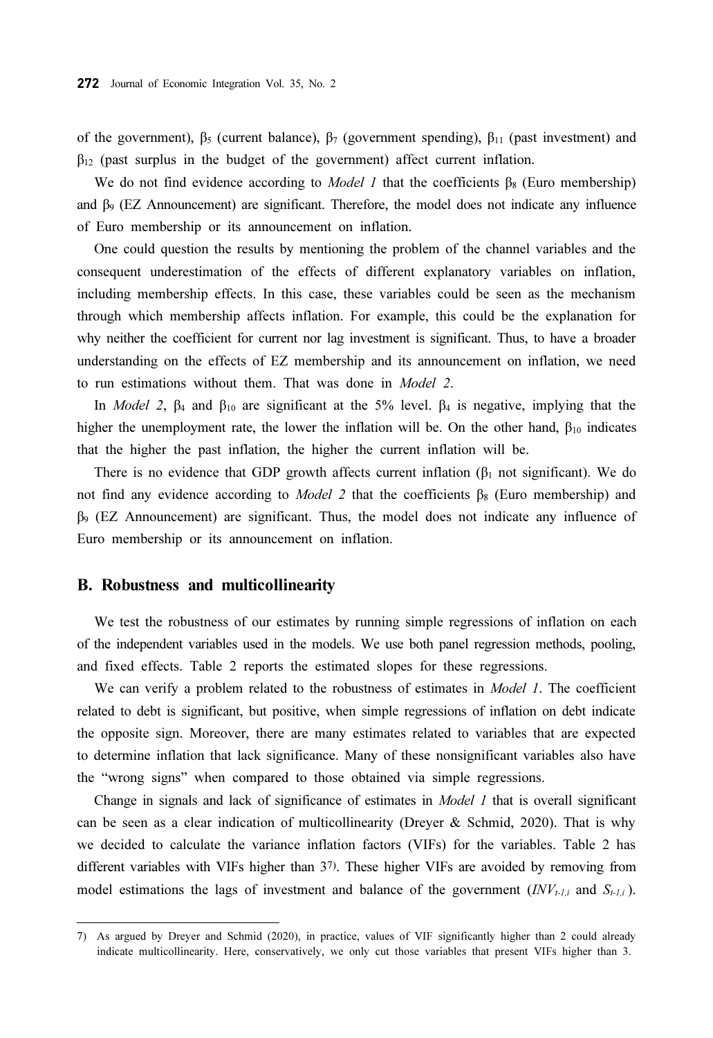of the government), $\beta_5$ (current balance), $\beta_7$ (government spending), $\beta_{11}$ (past investment) and $\beta_{12}$ (past surplus in the budget of the government) affect current inflation.

We do not find evidence according to *Model 1* that the coefficients $\beta_8$ (Euro membership) and $\beta_9$ (EZ Announcement) are significant. Therefore, the model does not indicate any influence of Euro membership or its announcement on inflation.

One could question the results by mentioning the problem of the channel variables and the consequent underestimation of the effects of different explanatory variables on inflation, including membership effects. In this case, these variables could be seen as the mechanism through which membership affects inflation. For example, this could be the explanation for why neither the coefficient for current nor lag investment is significant. Thus, to have a broader understanding on the effects of EZ membership and its announcement on inflation, we need to run estimations without them. That was done in *Model 2*.

In *Model 2*, $\beta_4$ and $\beta_{10}$ are significant at the 5% level. $\beta_4$ is negative, implying that the higher the unemployment rate, the lower the inflation will be. On the other hand, $\beta_{10}$ indicates that the higher the past inflation, the higher the current inflation will be.

There is no evidence that GDP growth affects current inflation ($\beta_1$ not significant). We do not find any evidence according to *Model 2* that the coefficients $\beta_8$ (Euro membership) and $\beta_9$ (EZ Announcement) are significant. Thus, the model does not indicate any influence of Euro membership or its announcement on inflation.

## B. Robustness and multicollinearity

We test the robustness of our estimates by running simple regressions of inflation on each of the independent variables used in the models. We use both panel regression methods, pooling, and fixed effects. Table 2 reports the estimated slopes for these regressions.

We can verify a problem related to the robustness of estimates in *Model 1*. The coefficient related to debt is significant, but positive, when simple regressions of inflation on debt indicate the opposite sign. Moreover, there are many estimates related to variables that are expected to determine inflation that lack significance. Many of these nonsignificant variables also have the "wrong signs" when compared to those obtained via simple regressions.

Change in signals and lack of significance of estimates in *Model 1* that is overall significant can be seen as a clear indication of multicollinearity (Dreyer & Schmid, 2020). That is why we decided to calculate the variance inflation factors (VIFs) for the variables. Table 2 has different variables with VIFs higher than 3[7]. These higher VIFs are avoided by removing from model estimations the lags of investment and balance of the government ($INV_{t-1,i}$ and $S_{t-1,i}$).

---

7) As argued by Dreyer and Schmid (2020), in practice, values of VIF significantly higher than 2 could already indicate multicollinearity. Here, conservatively, we only cut those variables that present VIFs higher than 3.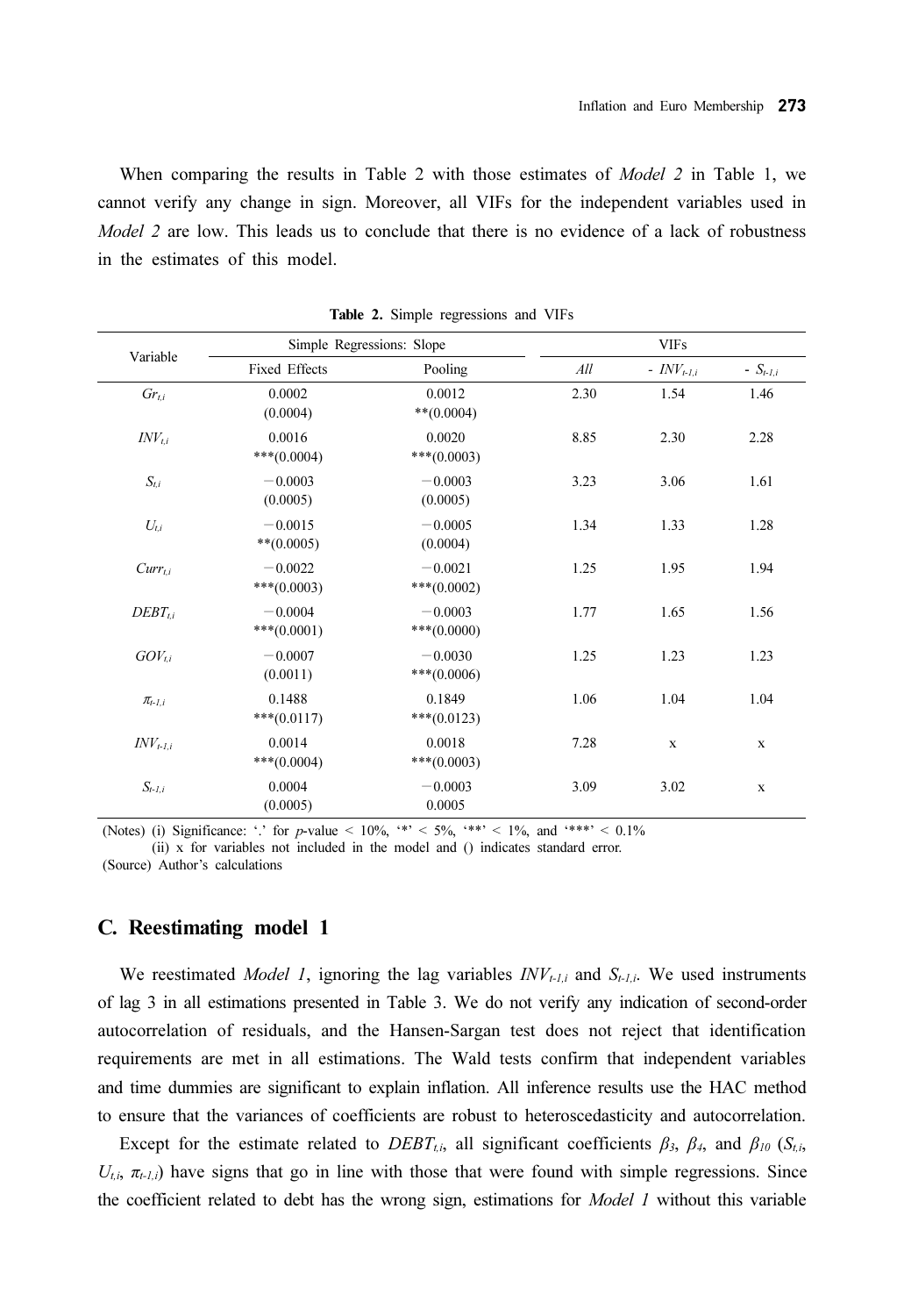When comparing the results in Table 2 with those estimates of *Model 2* in Table 1, we cannot verify any change in sign. Moreover, all VIFs for the independent variables used in *Model 2* are low. This leads us to conclude that there is no evidence of a lack of robustness in the estimates of this model.

**Table 2.** Simple regressions and VIFs

| Variable | Simple Regressions: Slope | | VIFs | | |
|---|---|---|---|---|---|
| | Fixed Effects | Pooling | *All* | - $INV_{t-1,i}$ | - $S_{t-1,i}$ |
| $Gr_{t,i}$ | 0.0002 (0.0004) | 0.0012 **(0.0004) | 2.30 | 1.54 | 1.46 |
| $INV_{t,i}$ | 0.0016 ***(0.0004) | 0.0020 ***(0.0003) | 8.85 | 2.30 | 2.28 |
| $S_{t,i}$ | −0.0003 (0.0005) | −0.0003 (0.0005) | 3.23 | 3.06 | 1.61 |
| $U_{t,i}$ | −0.0015 **(0.0005) | −0.0005 (0.0004) | 1.34 | 1.33 | 1.28 |
| $Curr_{t,i}$ | −0.0022 ***(0.0003) | −0.0021 ***(0.0002) | 1.25 | 1.95 | 1.94 |
| $DEBT_{t,i}$ | −0.0004 ***(0.0001) | −0.0003 ***(0.0000) | 1.77 | 1.65 | 1.56 |
| $GOV_{t,i}$ | −0.0007 (0.0011) | −0.0030 ***(0.0006) | 1.25 | 1.23 | 1.23 |
| $\pi_{t-1,i}$ | 0.1488 ***(0.0117) | 0.1849 ***(0.0123) | 1.06 | 1.04 | 1.04 |
| $INV_{t-1,i}$ | 0.0014 ***(0.0004) | 0.0018 ***(0.0003) | 7.28 | x | x |
| $S_{t-1,i}$ | 0.0004 (0.0005) | −0.0003 0.0005 | 3.09 | 3.02 | x |

(Notes) (i) Significance: '.' for $p$-value < 10%, '*' < 5%, '**' < 1%, and '***' < 0.1%
(ii) x for variables not included in the model and () indicates standard error.
(Source) Author's calculations

## C. Reestimating model 1

We reestimated *Model 1*, ignoring the lag variables $INV_{t-1,i}$ and $S_{t-1,i}$. We used instruments of lag 3 in all estimations presented in Table 3. We do not verify any indication of second-order autocorrelation of residuals, and the Hansen-Sargan test does not reject that identification requirements are met in all estimations. The Wald tests confirm that independent variables and time dummies are significant to explain inflation. All inference results use the HAC method to ensure that the variances of coefficients are robust to heteroscedasticity and autocorrelation.

Except for the estimate related to $DEBT_{t,i}$, all significant coefficients $\beta_3$, $\beta_4$, and $\beta_{10}$ ($S_{t,i}$, $U_{t,i}$, $\pi_{t-1,i}$) have signs that go in line with those that were found with simple regressions. Since the coefficient related to debt has the wrong sign, estimations for *Model 1* without this variable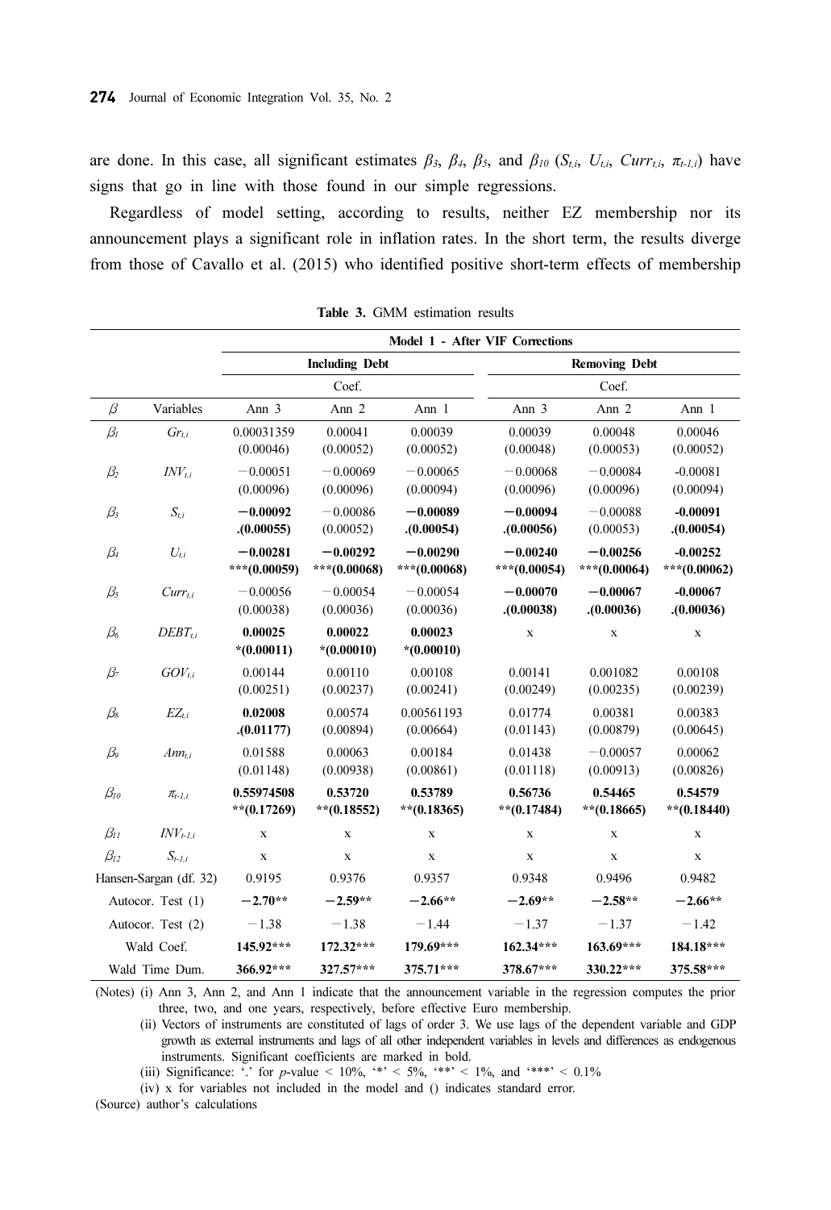are done. In this case, all significant estimates $\beta_3$, $\beta_4$, $\beta_5$, and $\beta_{10}$ ($S_{t,i}$, $U_{t,i}$, $Curr_{t,i}$, $\pi_{t-1,i}$) have signs that go in line with those found in our simple regressions.

Regardless of model setting, according to results, neither EZ membership nor its announcement plays a significant role in inflation rates. In the short term, the results diverge from those of Cavallo et al. (2015) who identified positive short-term effects of membership

**Table 3.** GMM estimation results

| | | Model 1 - After VIF Corrections | | | | | |
|---|---|---|---|---|---|---|---|
| | | Including Debt | | | Removing Debt | | |
| | | Coef. | | | Coef. | | |
| $\beta$ | Variables | Ann 3 | Ann 2 | Ann 1 | Ann 3 | Ann 2 | Ann 1 |
| $\beta_1$ | $Gr_{t,i}$ | 0.00031359 (0.00046) | 0.00041 (0.00052) | 0.00039 (0.00052) | 0.00039 (0.00048) | 0.00048 (0.00053) | 0.00046 (0.00052) |
| $\beta_2$ | $INV_{t,i}$ | −0.00051 (0.00096) | −0.00069 (0.00096) | −0.00065 (0.00094) | −0.00068 (0.00096) | −0.00084 (0.00096) | -0.00081 (0.00094) |
| $\beta_3$ | $S_{t,i}$ | **−0.00092 .(0.00055)** | −0.00086 (0.00052) | **−0.00089 .(0.00054)** | **−0.00094 .(0.00056)** | −0.00088 (0.00053) | **-0.00091 .(0.00054)** |
| $\beta_4$ | $U_{t,i}$ | **−0.00281 \*\*\*(0.00059)** | **−0.00292 \*\*\*(0.00068)** | **−0.00290 \*\*\*(0.00068)** | **−0.00240 \*\*\*(0.00054)** | **−0.00256 \*\*\*(0.00064)** | **-0.00252 \*\*\*(0.00062)** |
| $\beta_5$ | $Curr_{t,i}$ | −0.00056 (0.00038) | −0.00054 (0.00036) | −0.00054 (0.00036) | **−0.00070 .(0.00038)** | **−0.00067 .(0.00036)** | **-0.00067 .(0.00036)** |
| $\beta_6$ | $DEBT_{t,i}$ | **0.00025 \*(0.00011)** | **0.00022 \*(0.00010)** | **0.00023 \*(0.00010)** | x | x | x |
| $\beta_7$ | $GOV_{t,i}$ | 0.00144 (0.00251) | 0.00110 (0.00237) | 0.00108 (0.00241) | 0.00141 (0.00249) | 0.001082 (0.00235) | 0.00108 (0.00239) |
| $\beta_8$ | $EZ_{t,i}$ | **0.02008 .(0.01177)** | 0.00574 (0.00894) | 0.00561193 (0.00664) | 0.01774 (0.01143) | 0.00381 (0.00879) | 0.00383 (0.00645) |
| $\beta_9$ | $Ann_{t,i}$ | 0.01588 (0.01148) | 0.00063 (0.00938) | 0.00184 (0.00861) | 0.01438 (0.01118) | −0.00057 (0.00913) | 0.00062 (0.00826) |
| $\beta_{10}$ | $\pi_{t-1,i}$ | **0.55974508 \*\*(0.17269)** | **0.53720 \*\*(0.18552)** | **0.53789 \*\*(0.18365)** | **0.56736 \*\*(0.17484)** | **0.54465 \*\*(0.18665)** | **0.54579 \*\*(0.18440)** |
| $\beta_{11}$ | $INV_{t-1,i}$ | x | x | x | x | x | x |
| $\beta_{12}$ | $S_{t-1,i}$ | x | x | x | x | x | x |
| Hansen-Sargan (df. 32) | | 0.9195 | 0.9376 | 0.9357 | 0.9348 | 0.9496 | 0.9482 |
| Autocor. Test (1) | | **−2.70\*\*** | **−2.59\*\*** | **−2.66\*\*** | **−2.69\*\*** | **−2.58\*\*** | **−2.66\*\*** |
| Autocor. Test (2) | | −1.38 | −1.38 | −1.44 | −1.37 | −1.37 | −1.42 |
| Wald Coef. | | **145.92\*\*\*** | **172.32\*\*\*** | **179.69\*\*\*** | **162.34\*\*\*** | **163.69\*\*\*** | **184.18\*\*\*** |
| Wald Time Dum. | | **366.92\*\*\*** | **327.57\*\*\*** | **375.71\*\*\*** | **378.67\*\*\*** | **330.22\*\*\*** | **375.58\*\*\*** |

(Notes) (i) Ann 3, Ann 2, and Ann 1 indicate that the announcement variable in the regression computes the prior three, two, and one years, respectively, before effective Euro membership.

(ii) Vectors of instruments are constituted of lags of order 3. We use lags of the dependent variable and GDP growth as external instruments and lags of all other independent variables in levels and differences as endogenous instruments. Significant coefficients are marked in bold.

(iii) Significance: '.' for $p$-value < 10%, '*' < 5%, '**' < 1%, and '***' < 0.1%

(iv) x for variables not included in the model and () indicates standard error.

(Source) author's calculations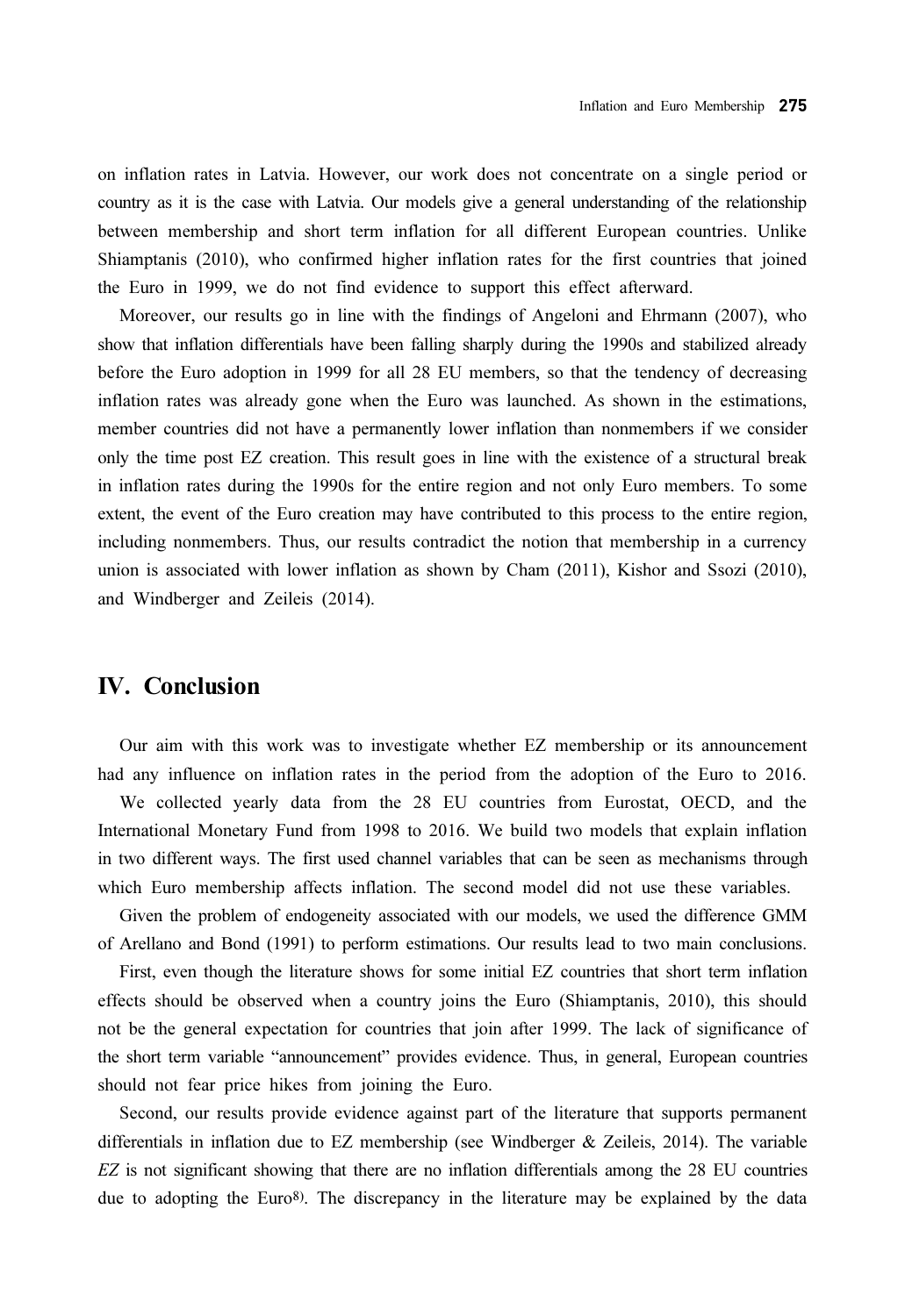on inflation rates in Latvia. However, our work does not concentrate on a single period or country as it is the case with Latvia. Our models give a general understanding of the relationship between membership and short term inflation for all different European countries. Unlike Shiamptanis (2010), who confirmed higher inflation rates for the first countries that joined the Euro in 1999, we do not find evidence to support this effect afterward.

Moreover, our results go in line with the findings of Angeloni and Ehrmann (2007), who show that inflation differentials have been falling sharply during the 1990s and stabilized already before the Euro adoption in 1999 for all 28 EU members, so that the tendency of decreasing inflation rates was already gone when the Euro was launched. As shown in the estimations, member countries did not have a permanently lower inflation than nonmembers if we consider only the time post EZ creation. This result goes in line with the existence of a structural break in inflation rates during the 1990s for the entire region and not only Euro members. To some extent, the event of the Euro creation may have contributed to this process to the entire region, including nonmembers. Thus, our results contradict the notion that membership in a currency union is associated with lower inflation as shown by Cham (2011), Kishor and Ssozi (2010), and Windberger and Zeileis (2014).

## IV. Conclusion

Our aim with this work was to investigate whether EZ membership or its announcement had any influence on inflation rates in the period from the adoption of the Euro to 2016.

We collected yearly data from the 28 EU countries from Eurostat, OECD, and the International Monetary Fund from 1998 to 2016. We build two models that explain inflation in two different ways. The first used channel variables that can be seen as mechanisms through which Euro membership affects inflation. The second model did not use these variables.

Given the problem of endogeneity associated with our models, we used the difference GMM of Arellano and Bond (1991) to perform estimations. Our results lead to two main conclusions.

First, even though the literature shows for some initial EZ countries that short term inflation effects should be observed when a country joins the Euro (Shiamptanis, 2010), this should not be the general expectation for countries that join after 1999. The lack of significance of the short term variable "announcement" provides evidence. Thus, in general, European countries should not fear price hikes from joining the Euro.

Second, our results provide evidence against part of the literature that supports permanent differentials in inflation due to EZ membership (see Windberger & Zeileis, 2014). The variable *EZ* is not significant showing that there are no inflation differentials among the 28 EU countries due to adopting the Euro[8]. The discrepancy in the literature may be explained by the data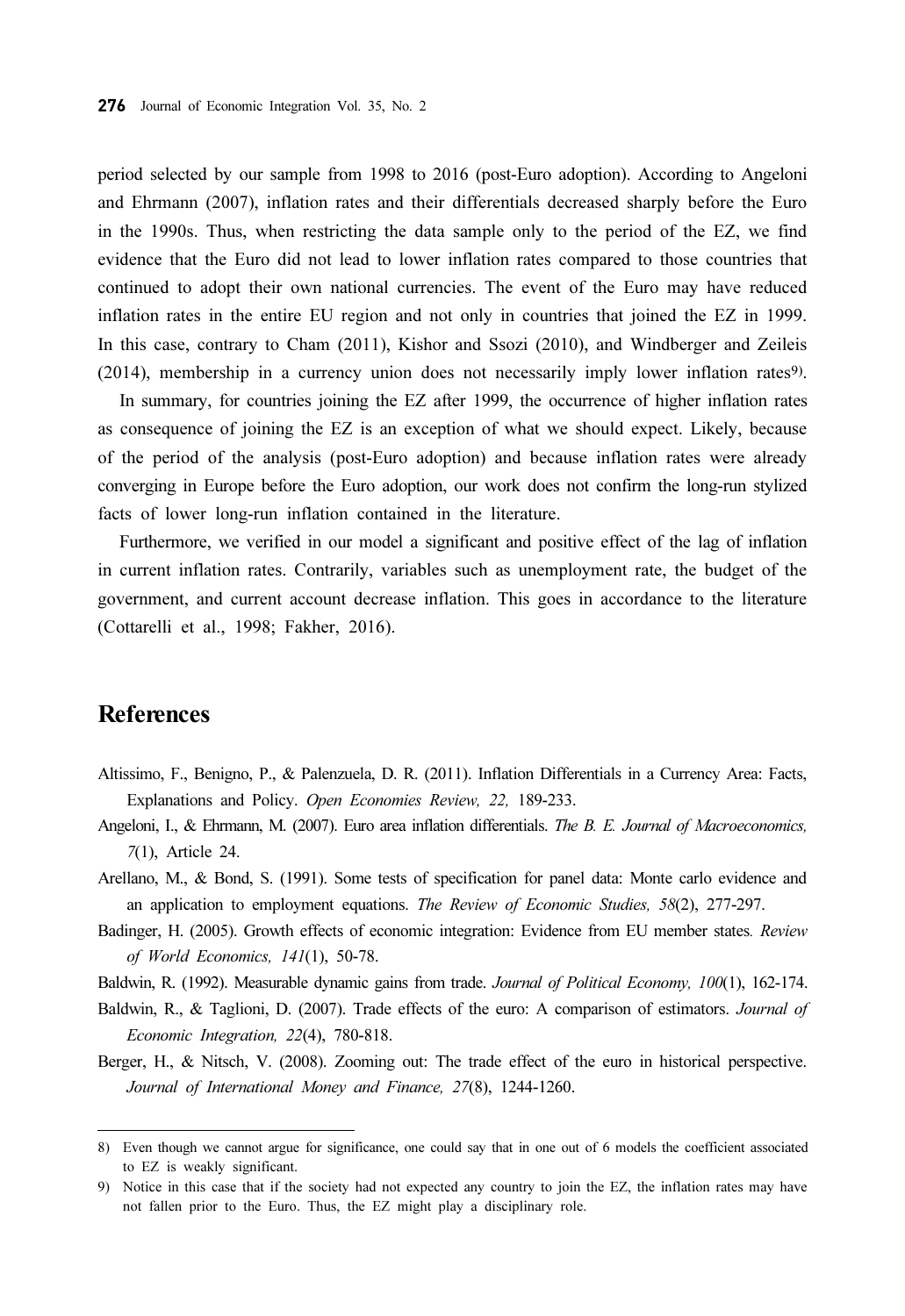period selected by our sample from 1998 to 2016 (post-Euro adoption). According to Angeloni and Ehrmann (2007), inflation rates and their differentials decreased sharply before the Euro in the 1990s. Thus, when restricting the data sample only to the period of the EZ, we find evidence that the Euro did not lead to lower inflation rates compared to those countries that continued to adopt their own national currencies. The event of the Euro may have reduced inflation rates in the entire EU region and not only in countries that joined the EZ in 1999. In this case, contrary to Cham (2011), Kishor and Ssozi (2010), and Windberger and Zeileis (2014), membership in a currency union does not necessarily imply lower inflation rates[9].

In summary, for countries joining the EZ after 1999, the occurrence of higher inflation rates as consequence of joining the EZ is an exception of what we should expect. Likely, because of the period of the analysis (post-Euro adoption) and because inflation rates were already converging in Europe before the Euro adoption, our work does not confirm the long-run stylized facts of lower long-run inflation contained in the literature.

Furthermore, we verified in our model a significant and positive effect of the lag of inflation in current inflation rates. Contrarily, variables such as unemployment rate, the budget of the government, and current account decrease inflation. This goes in accordance to the literature (Cottarelli et al., 1998; Fakher, 2016).

## References

Altissimo, F., Benigno, P., & Palenzuela, D. R. (2011). Inflation Differentials in a Currency Area: Facts, Explanations and Policy. *Open Economies Review, 22,* 189-233.

Angeloni, I., & Ehrmann, M. (2007). Euro area inflation differentials. *The B. E. Journal of Macroeconomics, 7*(1), Article 24.

Arellano, M., & Bond, S. (1991). Some tests of specification for panel data: Monte carlo evidence and an application to employment equations. *The Review of Economic Studies, 58*(2), 277-297.

Badinger, H. (2005). Growth effects of economic integration: Evidence from EU member states. *Review of World Economics, 141*(1), 50-78.

Baldwin, R. (1992). Measurable dynamic gains from trade. *Journal of Political Economy, 100*(1), 162-174.

Baldwin, R., & Taglioni, D. (2007). Trade effects of the euro: A comparison of estimators. *Journal of Economic Integration, 22*(4), 780-818.

Berger, H., & Nitsch, V. (2008). Zooming out: The trade effect of the euro in historical perspective. *Journal of International Money and Finance, 27*(8), 1244-1260.

---

8) Even though we cannot argue for significance, one could say that in one out of 6 models the coefficient associated to EZ is weakly significant.

9) Notice in this case that if the society had not expected any country to join the EZ, the inflation rates may have not fallen prior to the Euro. Thus, the EZ might play a disciplinary role.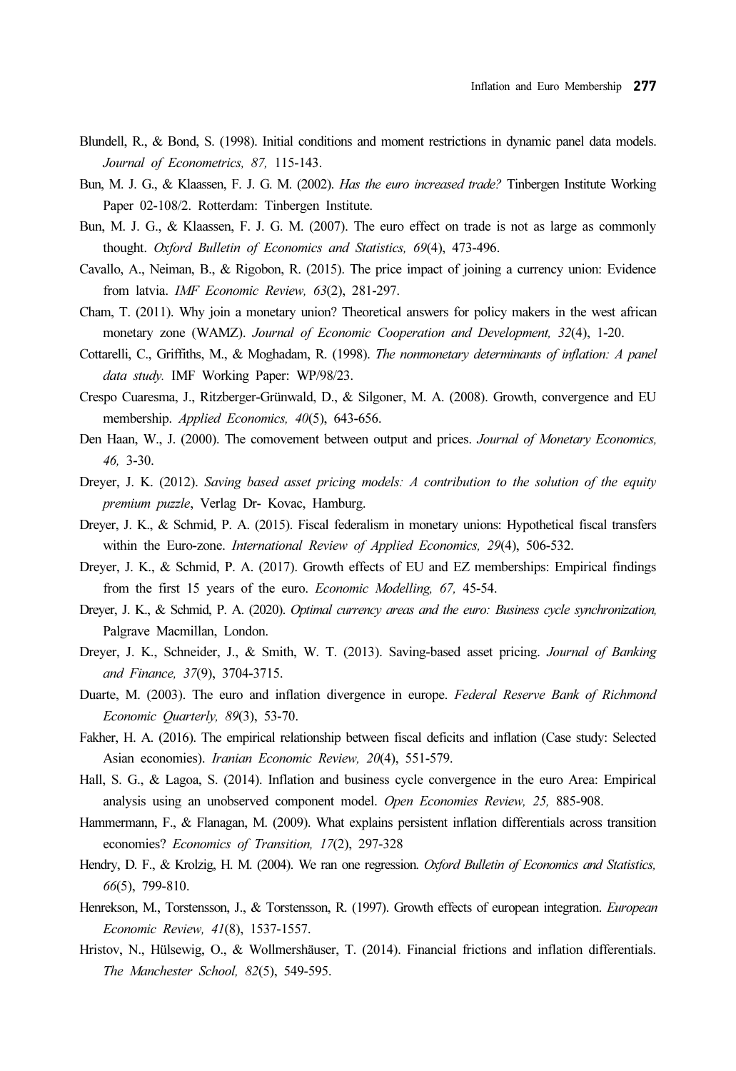Blundell, R., & Bond, S. (1998). Initial conditions and moment restrictions in dynamic panel data models. *Journal of Econometrics, 87,* 115-143.

Bun, M. J. G., & Klaassen, F. J. G. M. (2002). *Has the euro increased trade?* Tinbergen Institute Working Paper 02-108/2. Rotterdam: Tinbergen Institute.

Bun, M. J. G., & Klaassen, F. J. G. M. (2007). The euro effect on trade is not as large as commonly thought. *Oxford Bulletin of Economics and Statistics, 69*(4), 473-496.

Cavallo, A., Neiman, B., & Rigobon, R. (2015). The price impact of joining a currency union: Evidence from latvia. *IMF Economic Review, 63*(2), 281-297.

Cham, T. (2011). Why join a monetary union? Theoretical answers for policy makers in the west african monetary zone (WAMZ). *Journal of Economic Cooperation and Development, 32*(4), 1-20.

Cottarelli, C., Griffiths, M., & Moghadam, R. (1998). *The nonmonetary determinants of inflation: A panel data study.* IMF Working Paper: WP/98/23.

Crespo Cuaresma, J., Ritzberger-Grünwald, D., & Silgoner, M. A. (2008). Growth, convergence and EU membership. *Applied Economics, 40*(5), 643-656.

Den Haan, W., J. (2000). The comovement between output and prices. *Journal of Monetary Economics, 46,* 3-30.

Dreyer, J. K. (2012). *Saving based asset pricing models: A contribution to the solution of the equity premium puzzle*, Verlag Dr- Kovac, Hamburg.

Dreyer, J. K., & Schmid, P. A. (2015). Fiscal federalism in monetary unions: Hypothetical fiscal transfers within the Euro-zone. *International Review of Applied Economics, 29*(4), 506-532.

Dreyer, J. K., & Schmid, P. A. (2017). Growth effects of EU and EZ memberships: Empirical findings from the first 15 years of the euro. *Economic Modelling, 67,* 45-54.

Dreyer, J. K., & Schmid, P. A. (2020). *Optimal currency areas and the euro: Business cycle synchronization,* Palgrave Macmillan, London.

Dreyer, J. K., Schneider, J., & Smith, W. T. (2013). Saving-based asset pricing. *Journal of Banking and Finance, 37*(9), 3704-3715.

Duarte, M. (2003). The euro and inflation divergence in europe. *Federal Reserve Bank of Richmond Economic Quarterly, 89*(3), 53-70.

Fakher, H. A. (2016). The empirical relationship between fiscal deficits and inflation (Case study: Selected Asian economies). *Iranian Economic Review, 20*(4), 551-579.

Hall, S. G., & Lagoa, S. (2014). Inflation and business cycle convergence in the euro Area: Empirical analysis using an unobserved component model. *Open Economies Review, 25,* 885-908.

Hammermann, F., & Flanagan, M. (2009). What explains persistent inflation differentials across transition economies? *Economics of Transition, 17*(2), 297-328

Hendry, D. F., & Krolzig, H. M. (2004). We ran one regression. *Oxford Bulletin of Economics and Statistics, 66*(5), 799-810.

Henrekson, M., Torstensson, J., & Torstensson, R. (1997). Growth effects of european integration. *European Economic Review, 41*(8), 1537-1557.

Hristov, N., Hülsewig, O., & Wollmershäuser, T. (2014). Financial frictions and inflation differentials. *The Manchester School, 82*(5), 549-595.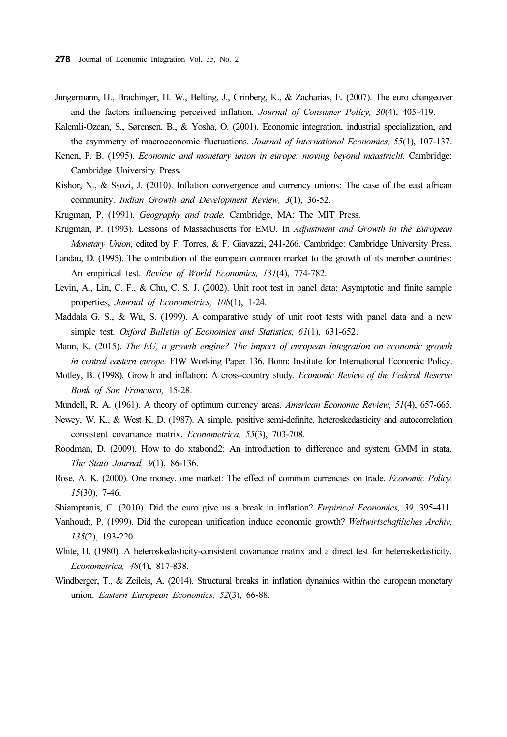Jungermann, H., Brachinger, H. W., Belting, J., Grinberg, K., & Zacharias, E. (2007). The euro changeover and the factors influencing perceived inflation. *Journal of Consumer Policy, 30*(4), 405-419.

Kalemli-Ozcan, S., Sørensen, B., & Yosha, O. (2001). Economic integration, industrial specialization, and the asymmetry of macroeconomic fluctuations. *Journal of International Economics, 55*(1), 107-137.

Kenen, P. B. (1995). *Economic and monetary union in europe: moving beyond maastricht.* Cambridge: Cambridge University Press.

Kishor, N., & Ssozi, J. (2010). Inflation convergence and currency unions: The case of the east african community. *Indian Growth and Development Review, 3*(1), 36-52.

Krugman, P. (1991). *Geography and trade.* Cambridge, MA: The MIT Press.

Krugman, P. (1993). Lessons of Massachusetts for EMU. In *Adjustment and Growth in the European Monetary Union*, edited by F. Torres, & F. Giavazzi, 241-266. Cambridge: Cambridge University Press.

Landau, D. (1995). The contribution of the european common market to the growth of its member countries: An empirical test. *Review of World Economics, 131*(4), 774-782.

Levin, A., Lin, C. F., & Chu, C. S. J. (2002). Unit root test in panel data: Asymptotic and finite sample properties, *Journal of Econometrics, 108*(1), 1-24.

Maddala G. S., & Wu, S. (1999). A comparative study of unit root tests with panel data and a new simple test. *Oxford Bulletin of Economics and Statistics, 61*(1), 631-652.

Mann, K. (2015). *The EU, a growth engine? The impact of european integration on economic growth in central eastern europe.* FIW Working Paper 136. Bonn: Institute for International Economic Policy.

Motley, B. (1998). Growth and inflation: A cross-country study. *Economic Review of the Federal Reserve Bank of San Francisco,* 15-28.

Mundell, R. A. (1961). A theory of optimum currency areas. *American Economic Review, 51*(4), 657-665.

Newey, W. K., & West K. D. (1987). A simple, positive semi-definite, heteroskedasticity and autocorrelation consistent covariance matrix. *Econometrica, 55*(3), 703-708.

Roodman, D. (2009). How to do xtabond2: An introduction to difference and system GMM in stata. *The Stata Journal, 9*(1), 86-136.

Rose, A. K. (2000). One money, one market: The effect of common currencies on trade. *Economic Policy, 15*(30), 7-46.

Shiamptanis, C. (2010). Did the euro give us a break in inflation? *Empirical Economics, 39,* 395-411.

Vanhoudt, P. (1999). Did the european unification induce economic growth? *Weltwirtschaftliches Archiv, 135*(2), 193-220.

White, H. (1980). A heteroskedasticity-consistent covariance matrix and a direct test for heteroskedasticity. *Econometrica, 48*(4), 817-838.

Windberger, T., & Zeileis, A. (2014). Structural breaks in inflation dynamics within the european monetary union. *Eastern European Economics, 52*(3), 66-88.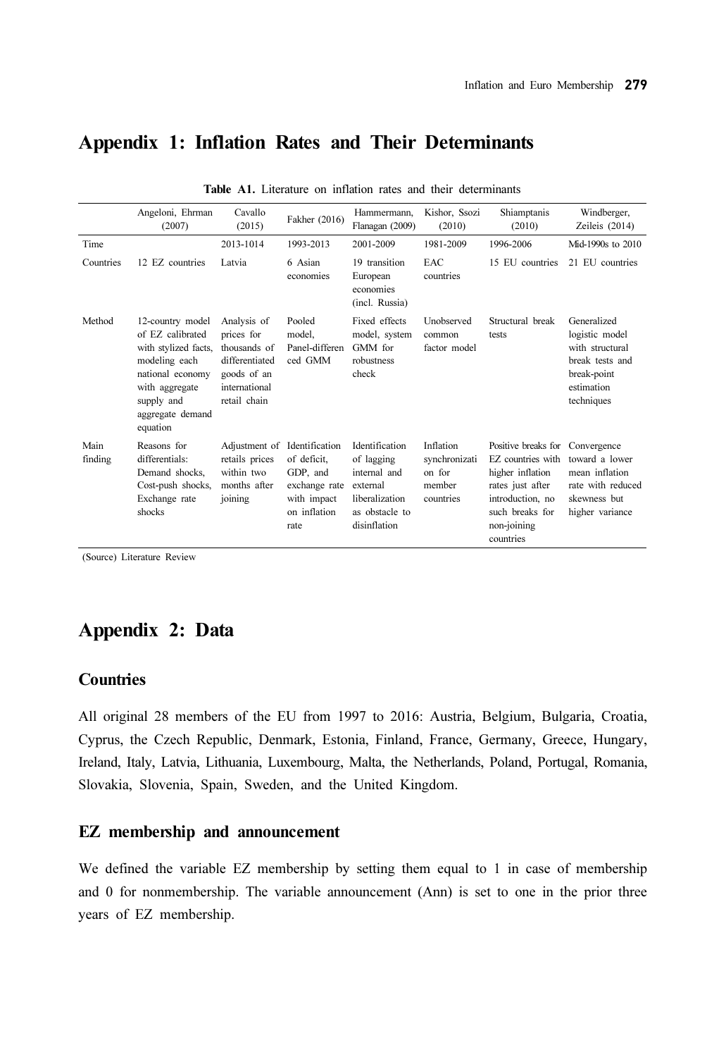## Appendix 1: Inflation Rates and Their Determinants

**Table A1.** Literature on inflation rates and their determinants

| | Angeloni, Ehrman (2007) | Cavallo (2015) | Fakher (2016) | Hammermann, Flanagan (2009) | Kishor, Ssozi (2010) | Shiamptanis (2010) | Windberger, Zeileis (2014) |
|---|---|---|---|---|---|---|---|
| Time | | 2013-1014 | 1993-2013 | 2001-2009 | 1981-2009 | 1996-2006 | Mid-1990s to 2010 |
| Countries | 12 EZ countries | Latvia | 6 Asian economies | 19 transition European economies (incl. Russia) | EAC countries | 15 EU countries | 21 EU countries |
| Method | 12-country model of EZ calibrated with stylized facts, modeling each national economy with aggregate supply and aggregate demand equation | Analysis of prices for thousands of differentiated goods of an international retail chain | Pooled model, Panel-differenced GMM | Fixed effects model, system GMM for robustness check | Unobserved common factor model | Structural break tests | Generalized logistic model with structural break tests and break-point estimation techniques |
| Main finding | Reasons for differentials: Demand shocks, Cost-push shocks, Exchange rate shocks | Adjustment of retails prices within two months after joining | Identification of deficit, GDP, and exchange rate with impact on inflation rate | Identification of lagging internal and external liberalization as obstacle to disinflation | Inflation synchronization for member countries | Positive breaks for EZ countries with higher inflation rates just after introduction, no such breaks for non-joining countries | Convergence toward a lower mean inflation rate with reduced skewness but higher variance |

(Source) Literature Review

## Appendix 2: Data

### Countries

All original 28 members of the EU from 1997 to 2016: Austria, Belgium, Bulgaria, Croatia, Cyprus, the Czech Republic, Denmark, Estonia, Finland, France, Germany, Greece, Hungary, Ireland, Italy, Latvia, Lithuania, Luxembourg, Malta, the Netherlands, Poland, Portugal, Romania, Slovakia, Slovenia, Spain, Sweden, and the United Kingdom.

### EZ membership and announcement

We defined the variable EZ membership by setting them equal to 1 in case of membership and 0 for nonmembership. The variable announcement (Ann) is set to one in the prior three years of EZ membership.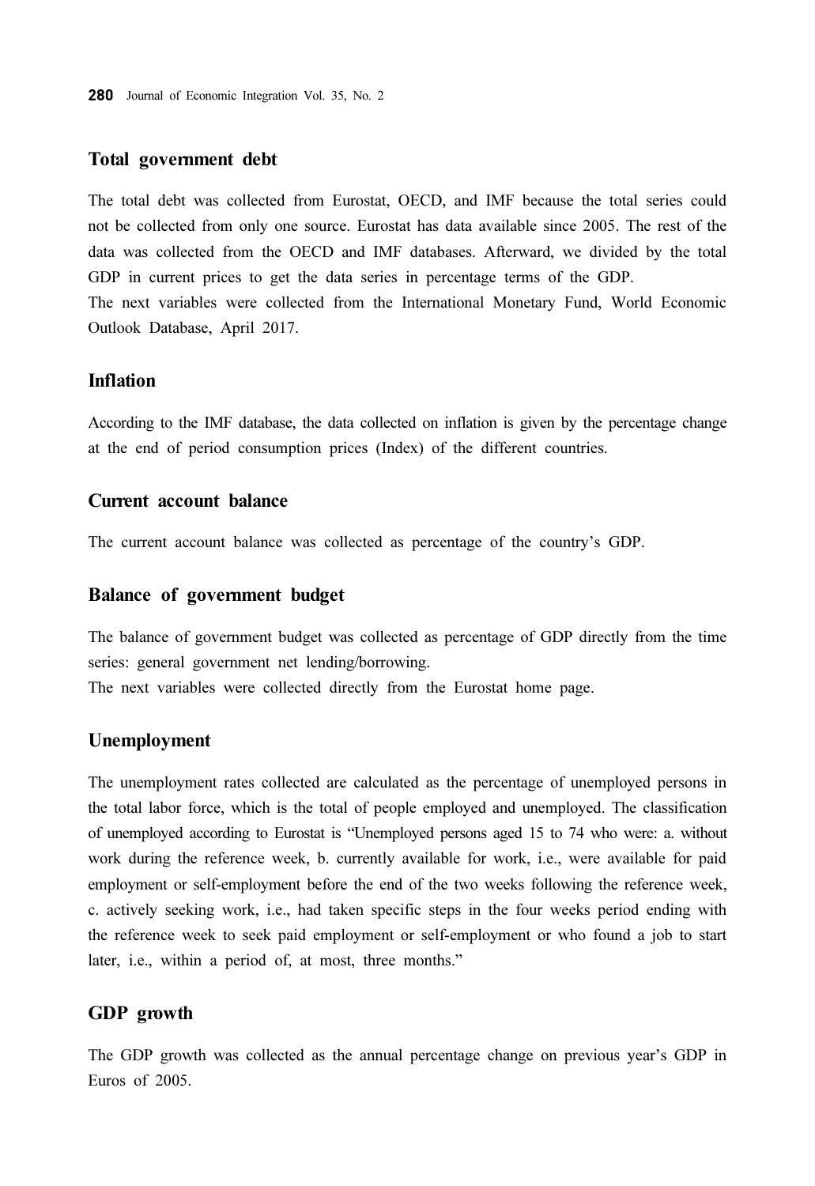### Total government debt

The total debt was collected from Eurostat, OECD, and IMF because the total series could not be collected from only one source. Eurostat has data available since 2005. The rest of the data was collected from the OECD and IMF databases. Afterward, we divided by the total GDP in current prices to get the data series in percentage terms of the GDP.

The next variables were collected from the International Monetary Fund, World Economic Outlook Database, April 2017.

### Inflation

According to the IMF database, the data collected on inflation is given by the percentage change at the end of period consumption prices (Index) of the different countries.

### Current account balance

The current account balance was collected as percentage of the country's GDP.

### Balance of government budget

The balance of government budget was collected as percentage of GDP directly from the time series: general government net lending/borrowing.

The next variables were collected directly from the Eurostat home page.

### Unemployment

The unemployment rates collected are calculated as the percentage of unemployed persons in the total labor force, which is the total of people employed and unemployed. The classification of unemployed according to Eurostat is "Unemployed persons aged 15 to 74 who were: a. without work during the reference week, b. currently available for work, i.e., were available for paid employment or self-employment before the end of the two weeks following the reference week, c. actively seeking work, i.e., had taken specific steps in the four weeks period ending with the reference week to seek paid employment or self-employment or who found a job to start later, i.e., within a period of, at most, three months."

### GDP growth

The GDP growth was collected as the annual percentage change on previous year's GDP in Euros of 2005.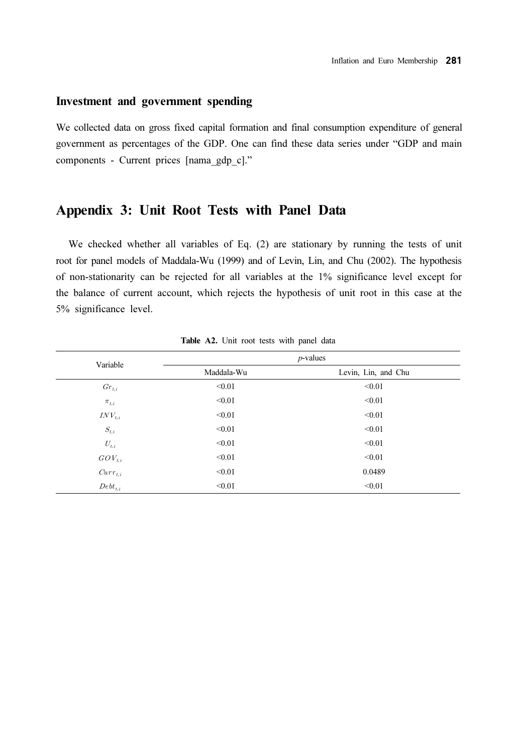### Investment and government spending

We collected data on gross fixed capital formation and final consumption expenditure of general government as percentages of the GDP. One can find these data series under "GDP and main components - Current prices [nama_gdp_c]."

## Appendix 3: Unit Root Tests with Panel Data

We checked whether all variables of Eq. (2) are stationary by running the tests of unit root for panel models of Maddala-Wu (1999) and of Levin, Lin, and Chu (2002). The hypothesis of non-stationarity can be rejected for all variables at the 1% significance level except for the balance of current account, which rejects the hypothesis of unit root in this case at the 5% significance level.

**Table A2.** Unit root tests with panel data

| Variable | *p*-values | |
|---|---|---|
| | Maddala-Wu | Levin, Lin, and Chu |
| $Gr_{t,i}$ | <0.01 | <0.01 |
| $\pi_{t,i}$ | <0.01 | <0.01 |
| $INV_{t,i}$ | <0.01 | <0.01 |
| $S_{t,i}$ | <0.01 | <0.01 |
| $U_{t,i}$ | <0.01 | <0.01 |
| $GOV_{t,i}$ | <0.01 | <0.01 |
| $Curr_{t,i}$ | <0.01 | 0.0489 |
| $Debt_{t,i}$ | <0.01 | <0.01 |